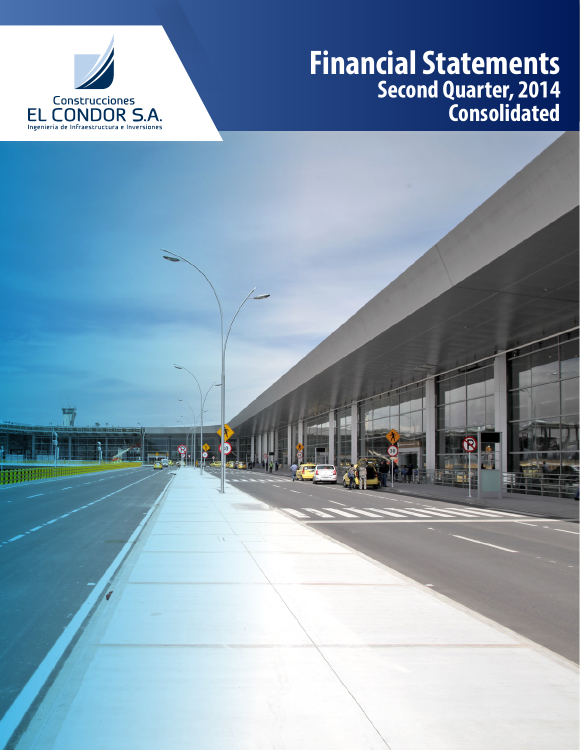Construcciones
EL CONDOR S.A.
Ingeniería de Infraestructura e Inversiones

# Financial Statements
## Second Quarter, 2014
## Consolidated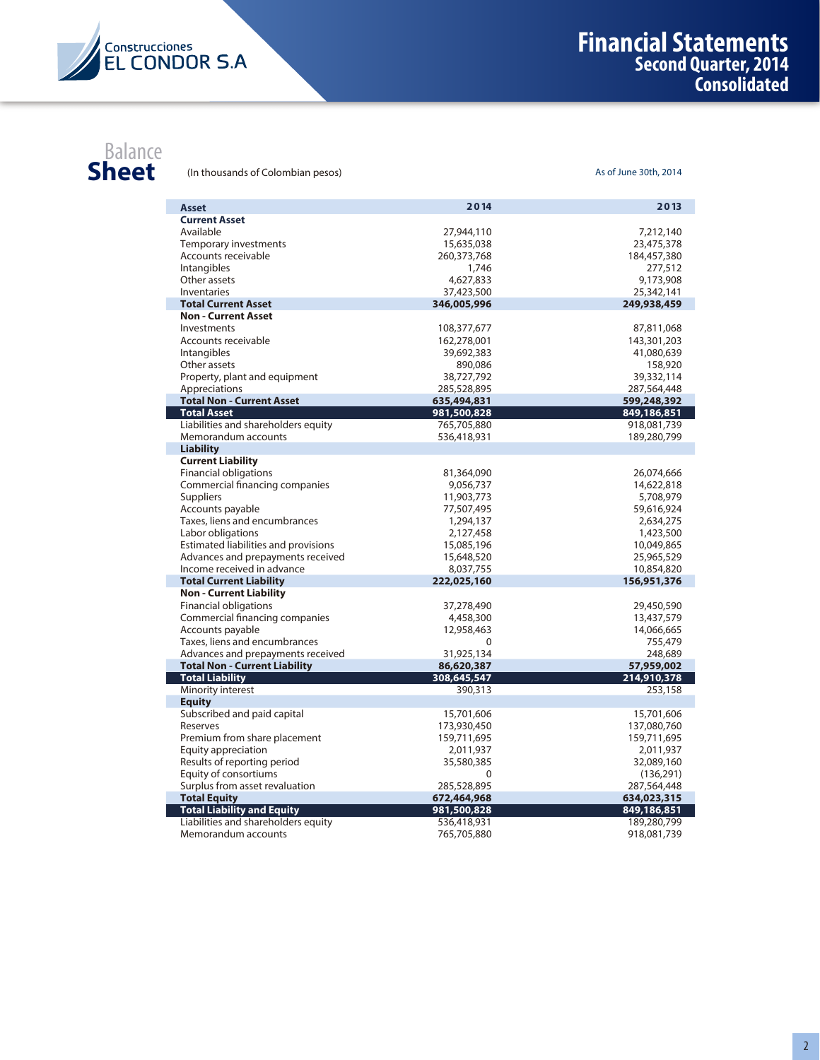# Balance Sheet

(In thousands of Colombian pesos)

As of June 30th, 2014

| Asset | 2014 | 2013 |
|---|---|---|
| **Current Asset** | | |
| Available | 27,944,110 | 7,212,140 |
| Temporary investments | 15,635,038 | 23,475,378 |
| Accounts receivable | 260,373,768 | 184,457,380 |
| Intangibles | 1,746 | 277,512 |
| Other assets | 4,627,833 | 9,173,908 |
| Inventaries | 37,423,500 | 25,342,141 |
| **Total Current Asset** | **346,005,996** | **249,938,459** |
| **Non - Current Asset** | | |
| Investments | 108,377,677 | 87,811,068 |
| Accounts receivable | 162,278,001 | 143,301,203 |
| Intangibles | 39,692,383 | 41,080,639 |
| Other assets | 890,086 | 158,920 |
| Property, plant and equipment | 38,727,792 | 39,332,114 |
| Appreciations | 285,528,895 | 287,564,448 |
| **Total Non - Current Asset** | **635,494,831** | **599,248,392** |
| **Total Asset** | **981,500,828** | **849,186,851** |
| Liabilities and shareholders equity | 765,705,880 | 918,081,739 |
| Memorandum accounts | 536,418,931 | 189,280,799 |
| **Liability** | | |
| **Current Liability** | | |
| Financial obligations | 81,364,090 | 26,074,666 |
| Commercial financing companies | 9,056,737 | 14,622,818 |
| Suppliers | 11,903,773 | 5,708,979 |
| Accounts payable | 77,507,495 | 59,616,924 |
| Taxes, liens and encumbrances | 1,294,137 | 2,634,275 |
| Labor obligations | 2,127,458 | 1,423,500 |
| Estimated liabilities and provisions | 15,085,196 | 10,049,865 |
| Advances and prepayments received | 15,648,520 | 25,965,529 |
| Income received in advance | 8,037,755 | 10,854,820 |
| **Total Current Liability** | **222,025,160** | **156,951,376** |
| **Non - Current Liability** | | |
| Financial obligations | 37,278,490 | 29,450,590 |
| Commercial financing companies | 4,458,300 | 13,437,579 |
| Accounts payable | 12,958,463 | 14,066,665 |
| Taxes, liens and encumbrances | 0 | 755,479 |
| Advances and prepayments received | 31,925,134 | 248,689 |
| **Total Non - Current Liability** | **86,620,387** | **57,959,002** |
| **Total Liability** | **308,645,547** | **214,910,378** |
| Minority interest | 390,313 | 253,158 |
| **Equity** | | |
| Subscribed and paid capital | 15,701,606 | 15,701,606 |
| Reserves | 173,930,450 | 137,080,760 |
| Premium from share placement | 159,711,695 | 159,711,695 |
| Equity appreciation | 2,011,937 | 2,011,937 |
| Results of reporting period | 35,580,385 | 32,089,160 |
| Equity of consortiums | 0 | (136,291) |
| Surplus from asset revaluation | 285,528,895 | 287,564,448 |
| **Total Equity** | **672,464,968** | **634,023,315** |
| **Total Liability and Equity** | **981,500,828** | **849,186,851** |
| Liabilities and shareholders equity | 536,418,931 | 189,280,799 |
| Memorandum accounts | 765,705,880 | 918,081,739 |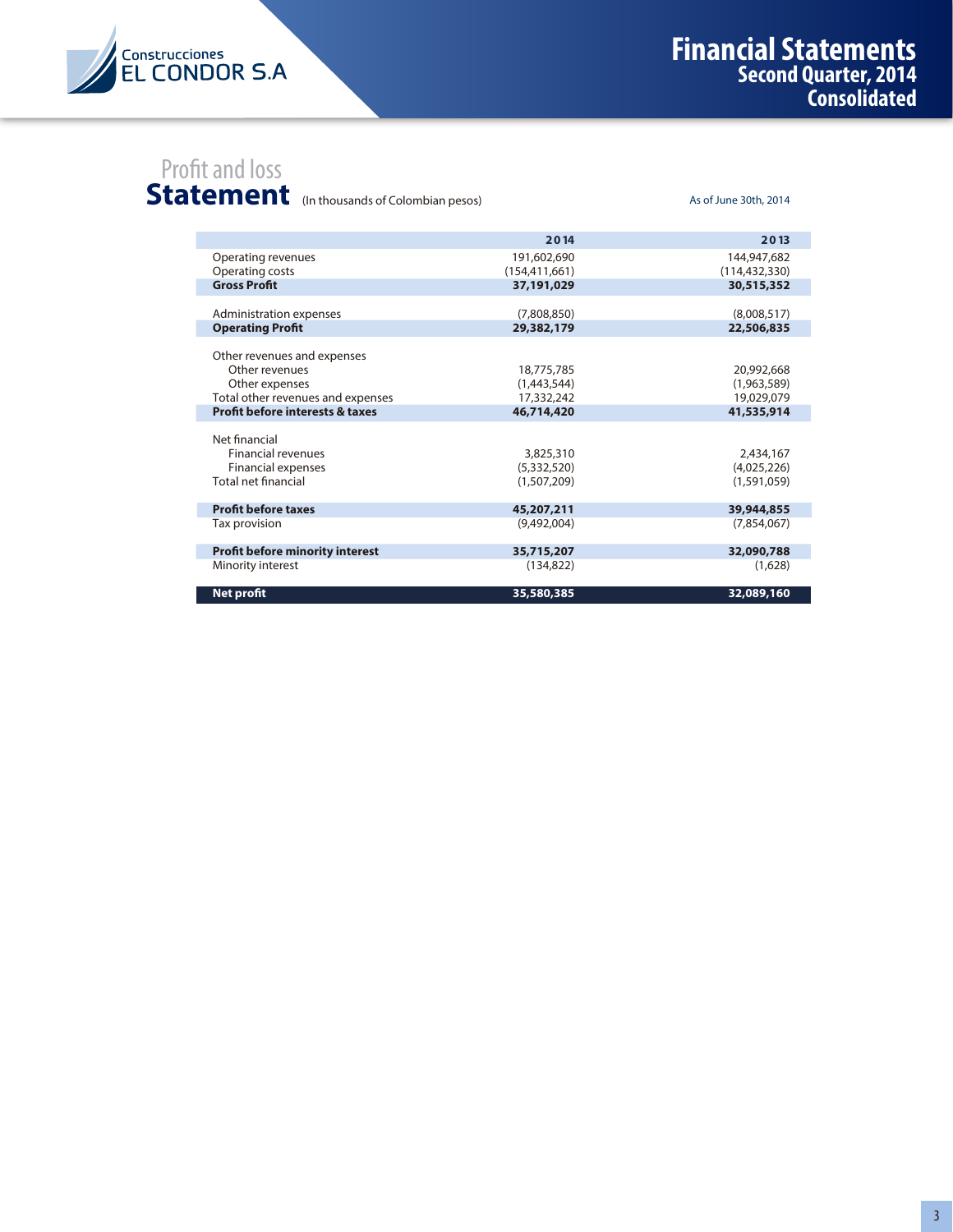# Profit and loss Statement

(In thousands of Colombian pesos)

As of June 30th, 2014

| | 2014 | 2013 |
|---|---|---|
| Operating revenues | 191,602,690 | 144,947,682 |
| Operating costs | (154,411,661) | (114,432,330) |
| **Gross Profit** | **37,191,029** | **30,515,352** |
| | | |
| Administration expenses | (7,808,850) | (8,008,517) |
| **Operating Profit** | **29,382,179** | **22,506,835** |
| | | |
| Other revenues and expenses | | |
| Other revenues | 18,775,785 | 20,992,668 |
| Other expenses | (1,443,544) | (1,963,589) |
| Total other revenues and expenses | 17,332,242 | 19,029,079 |
| **Profit before interests & taxes** | **46,714,420** | **41,535,914** |
| | | |
| Net financial | | |
| Financial revenues | 3,825,310 | 2,434,167 |
| Financial expenses | (5,332,520) | (4,025,226) |
| Total net financial | (1,507,209) | (1,591,059) |
| | | |
| **Profit before taxes** | **45,207,211** | **39,944,855** |
| Tax provision | (9,492,004) | (7,854,067) |
| | | |
| **Profit before minority interest** | **35,715,207** | **32,090,788** |
| Minority interest | (134,822) | (1,628) |
| | | |
| **Net profit** | **35,580,385** | **32,089,160** |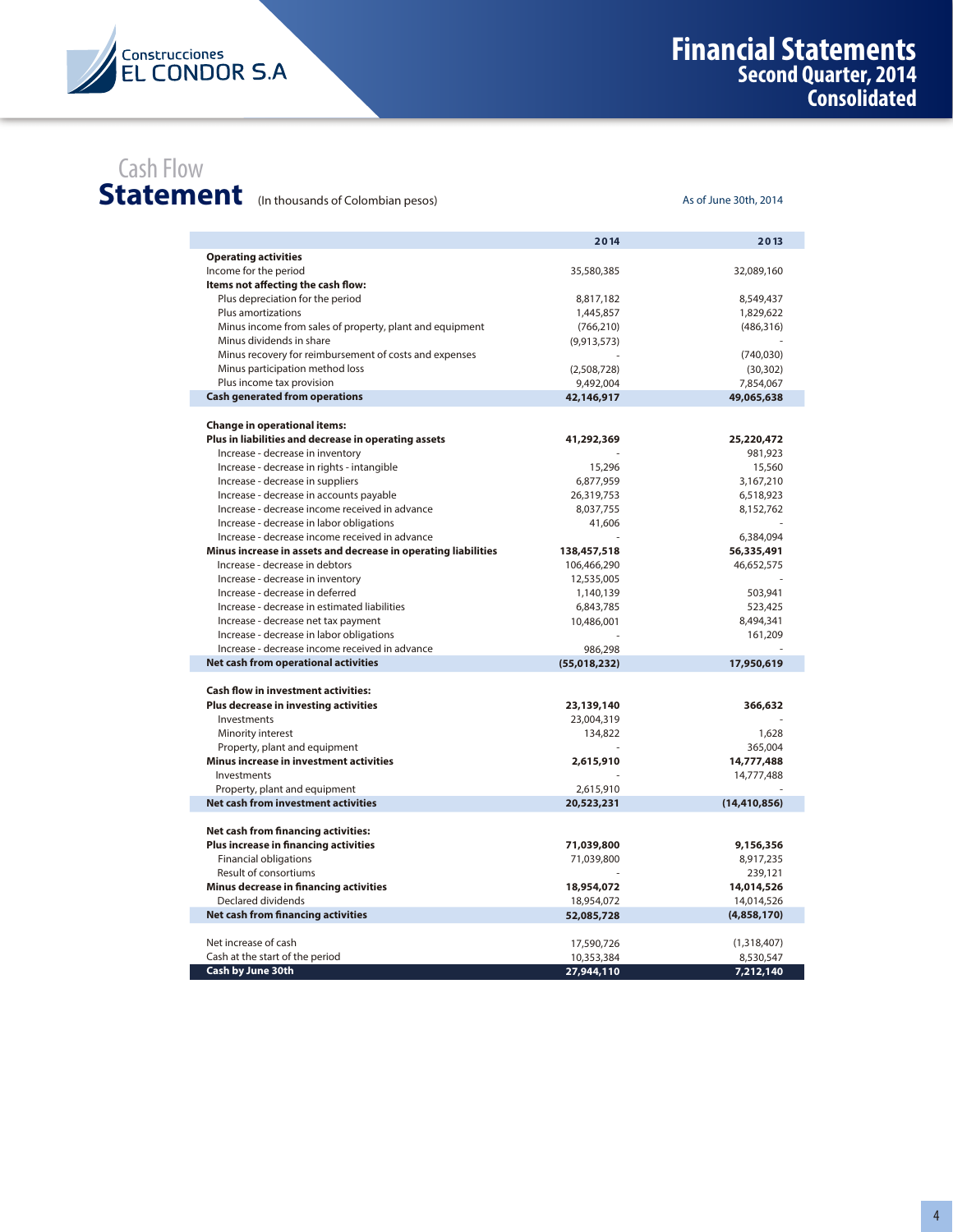# Cash Flow Statement

(In thousands of Colombian pesos)

As of June 30th, 2014

| | 2014 | 2013 |
|---|---|---|
| **Operating activities** | | |
| Income for the period | 35,580,385 | 32,089,160 |
| **Items not affecting the cash flow:** | | |
| Plus depreciation for the period | 8,817,182 | 8,549,437 |
| Plus amortizations | 1,445,857 | 1,829,622 |
| Minus income from sales of property, plant and equipment | (766,210) | (486,316) |
| Minus dividends in share | (9,913,573) | - |
| Minus recovery for reimbursement of costs and expenses | - | (740,030) |
| Minus participation method loss | (2,508,728) | (30,302) |
| Plus income tax provision | 9,492,004 | 7,854,067 |
| **Cash generated from operations** | **42,146,917** | **49,065,638** |
| | | |
| **Change in operational items:** | | |
| **Plus in liabilities and decrease in operating assets** | **41,292,369** | **25,220,472** |
| Increase - decrease in inventory | - | 981,923 |
| Increase - decrease in rights - intangible | 15,296 | 15,560 |
| Increase - decrease in suppliers | 6,877,959 | 3,167,210 |
| Increase - decrease in accounts payable | 26,319,753 | 6,518,923 |
| Increase - decrease income received in advance | 8,037,755 | 8,152,762 |
| Increase - decrease in labor obligations | 41,606 | - |
| Increase - decrease income received in advance | - | 6,384,094 |
| **Minus increase in assets and decrease in operating liabilities** | **138,457,518** | **56,335,491** |
| Increase - decrease in debtors | 106,466,290 | 46,652,575 |
| Increase - decrease in inventory | 12,535,005 | - |
| Increase - decrease in deferred | 1,140,139 | 503,941 |
| Increase - decrease in estimated liabilities | 6,843,785 | 523,425 |
| Increase - decrease net tax payment | 10,486,001 | 8,494,341 |
| Increase - decrease in labor obligations | - | 161,209 |
| Increase - decrease income received in advance | 986,298 | - |
| **Net cash from operational activities** | **(55,018,232)** | **17,950,619** |
| | | |
| **Cash flow in investment activities:** | | |
| **Plus decrease in investing activities** | **23,139,140** | **366,632** |
| Investments | 23,004,319 | - |
| Minority interest | 134,822 | 1,628 |
| Property, plant and equipment | - | 365,004 |
| **Minus increase in investment activities** | **2,615,910** | **14,777,488** |
| Investments | - | 14,777,488 |
| Property, plant and equipment | 2,615,910 | - |
| **Net cash from investment activities** | **20,523,231** | **(14,410,856)** |
| | | |
| **Net cash from financing activities:** | | |
| **Plus increase in financing activities** | **71,039,800** | **9,156,356** |
| Financial obligations | 71,039,800 | 8,917,235 |
| Result of consortiums | - | 239,121 |
| **Minus decrease in financing activities** | **18,954,072** | **14,014,526** |
| Declared dividends | 18,954,072 | 14,014,526 |
| **Net cash from financing activities** | **52,085,728** | **(4,858,170)** |
| | | |
| Net increase of cash | 17,590,726 | (1,318,407) |
| Cash at the start of the period | 10,353,384 | 8,530,547 |
| **Cash by June 30th** | **27,944,110** | **7,212,140** |